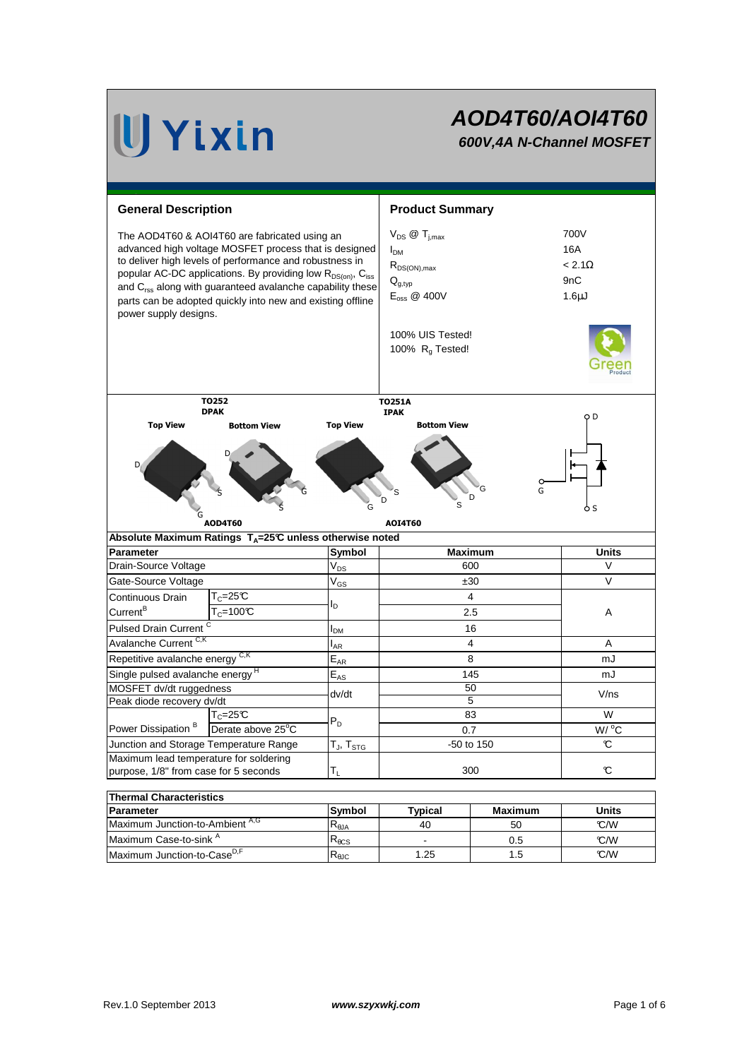Yixin

# AOD4T60/AOI4T60

## 600V,4A N-Channel MOSFET

### General Description

The AOD4T60 & AOI4T60 are fabricated using an advanced high voltage MOSFET process that is designed to deliver high levels of performance and robustness in popular AC-DC applications. By providing low $R_{DS(on)}$, $C_{iss}$ and $C_{rss}$ along with guaranteed avalanche capability these parts can be adopted quickly into new and existing offline power supply designs.

### Product Summary

| | |
|---|---|
| $V_{DS}$ @ $T_{j,max}$ | 700V |
| $I_{DM}$ | 16A |
| $R_{DS(ON),max}$ | < 2.1Ω |
| $Q_{g,typ}$ | 9nC |
| $E_{oss}$ @ 400V | 1.6µJ |

100% UIS Tested!
100% $R_g$ Tested!

Green Product

TO252 DPAK — Top View, Bottom View — AOD4T60

TO251A IPAK — Top View, Bottom View — AOI4T60

### Absolute Maximum Ratings $T_A$=25℃ unless otherwise noted

| Parameter | | Symbol | Maximum | Units |
|---|---|---|---|---|
| Drain-Source Voltage | | $V_{DS}$ | 600 | V |
| Gate-Source Voltage | | $V_{GS}$ | ±30 | V |
| Continuous Drain Current[B] | $T_C$=25℃ | $I_D$ | 4 | A |
| | $T_C$=100℃ | | 2.5 | |
| Pulsed Drain Current [C] | | $I_{DM}$ | 16 | |
| Avalanche Current [C,K] | | $I_{AR}$ | 4 | A |
| Repetitive avalanche energy [C,K] | | $E_{AR}$ | 8 | mJ |
| Single pulsed avalanche energy [H] | | $E_{AS}$ | 145 | mJ |
| MOSFET dv/dt ruggedness | | dv/dt | 50 | V/ns |
| Peak diode recovery dv/dt | | | 5 | |
| Power Dissipation [B] | $T_C$=25℃ | $P_D$ | 83 | W |
| | Derate above 25°C | | 0.7 | W/ °C |
| Junction and Storage Temperature Range | | $T_J$, $T_{STG}$ | -50 to 150 | ℃ |
| Maximum lead temperature for soldering purpose, 1/8" from case for 5 seconds | | $T_L$ | 300 | ℃ |

### Thermal Characteristics

| Parameter | Symbol | Typical | Maximum | Units |
|---|---|---|---|---|
| Maximum Junction-to-Ambient [A,G] | $R_{\theta JA}$ | 40 | 50 | ℃/W |
| Maximum Case-to-sink [A] | $R_{\theta CS}$ | - | 0.5 | ℃/W |
| Maximum Junction-to-Case[D,F] | $R_{\theta JC}$ | 1.25 | 1.5 | ℃/W |

Rev.1.0 September 2013 www.szyxwkj.com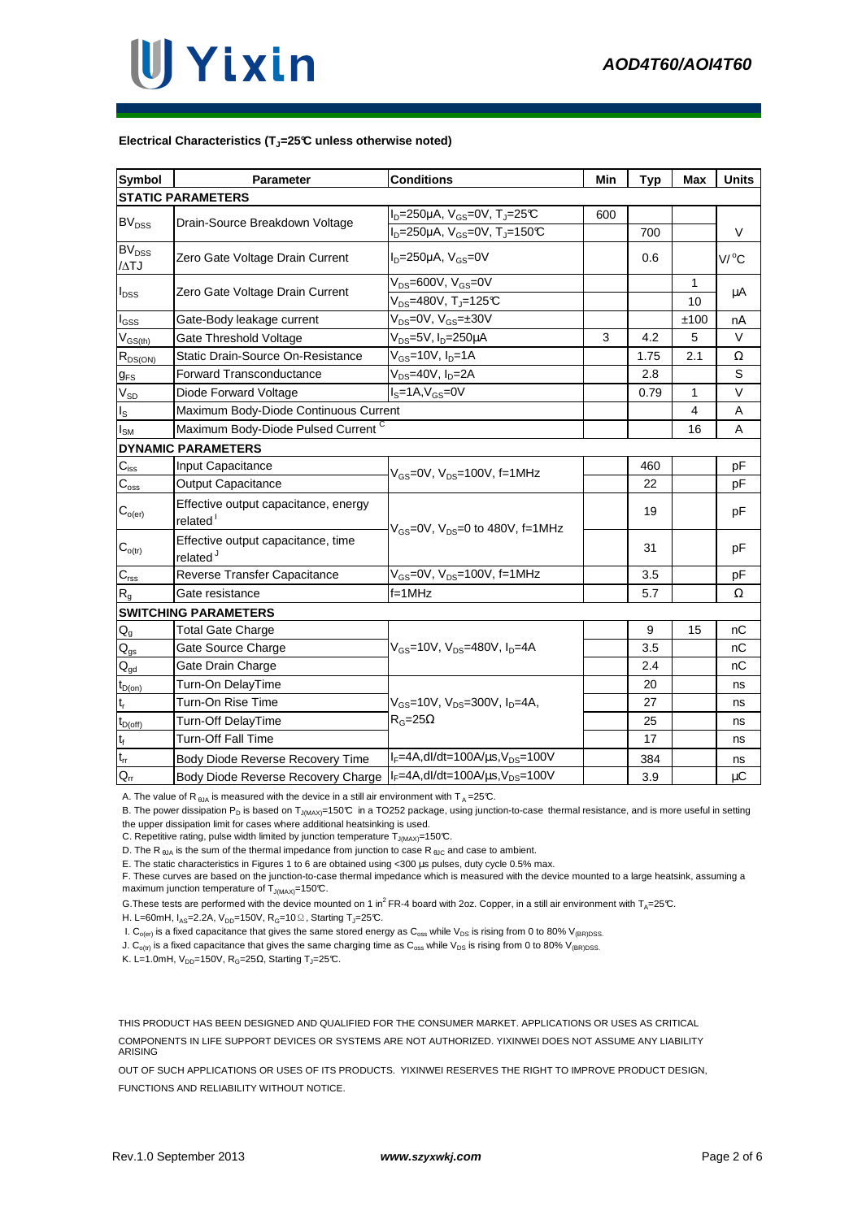**Electrical Characteristics ($T_J$=25°C unless otherwise noted)**

| Symbol | Parameter | Conditions | Min | Typ | Max | Units |
|---|---|---|---|---|---|---|
| **STATIC PARAMETERS** | | | | | | |
| $BV_{DSS}$ | Drain-Source Breakdown Voltage | $I_D$=250µA, $V_{GS}$=0V, $T_J$=25°C | 600 | | | V |
| | | $I_D$=250µA, $V_{GS}$=0V, $T_J$=150°C | | 700 | | |
| $BV_{DSS}$ /ΔTJ | Zero Gate Voltage Drain Current | $I_D$=250µA, $V_{GS}$=0V | | 0.6 | | V/°C |
| $I_{DSS}$ | Zero Gate Voltage Drain Current | $V_{DS}$=600V, $V_{GS}$=0V | | | 1 | µA |
| | | $V_{DS}$=480V, $T_J$=125°C | | | 10 | |
| $I_{GSS}$ | Gate-Body leakage current | $V_{DS}$=0V, $V_{GS}$=±30V | | | ±100 | nA |
| $V_{GS(th)}$ | Gate Threshold Voltage | $V_{DS}$=5V, $I_D$=250µA | 3 | 4.2 | 5 | V |
| $R_{DS(ON)}$ | Static Drain-Source On-Resistance | $V_{GS}$=10V, $I_D$=1A | | 1.75 | 2.1 | Ω |
| $g_{FS}$ | Forward Transconductance | $V_{DS}$=40V, $I_D$=2A | | 2.8 | | S |
| $V_{SD}$ | Diode Forward Voltage | $I_S$=1A, $V_{GS}$=0V | | 0.79 | 1 | V |
| $I_S$ | Maximum Body-Diode Continuous Current | | | | 4 | A |
| $I_{SM}$ | Maximum Body-Diode Pulsed Current [C] | | | | 16 | A |
| **DYNAMIC PARAMETERS** | | | | | | |
| $C_{iss}$ | Input Capacitance | $V_{GS}$=0V, $V_{DS}$=100V, f=1MHz | | 460 | | pF |
| $C_{oss}$ | Output Capacitance | | | 22 | | pF |
| $C_{o(er)}$ | Effective output capacitance, energy related [I] | $V_{GS}$=0V, $V_{DS}$=0 to 480V, f=1MHz | | 19 | | pF |
| $C_{o(tr)}$ | Effective output capacitance, time related [J] | | | 31 | | pF |
| $C_{rss}$ | Reverse Transfer Capacitance | $V_{GS}$=0V, $V_{DS}$=100V, f=1MHz | | 3.5 | | pF |
| $R_g$ | Gate resistance | f=1MHz | | 5.7 | | Ω |
| **SWITCHING PARAMETERS** | | | | | | |
| $Q_g$ | Total Gate Charge | $V_{GS}$=10V, $V_{DS}$=480V, $I_D$=4A | | 9 | 15 | nC |
| $Q_{gs}$ | Gate Source Charge | | | 3.5 | | nC |
| $Q_{gd}$ | Gate Drain Charge | | | 2.4 | | nC |
| $t_{D(on)}$ | Turn-On DelayTime | $V_{GS}$=10V, $V_{DS}$=300V, $I_D$=4A, $R_G$=25Ω | | 20 | | ns |
| $t_r$ | Turn-On Rise Time | | | 27 | | ns |
| $t_{D(off)}$ | Turn-Off DelayTime | | | 25 | | ns |
| $t_f$ | Turn-Off Fall Time | | | 17 | | ns |
| $t_{rr}$ | Body Diode Reverse Recovery Time | $I_F$=4A, dI/dt=100A/µs, $V_{DS}$=100V | | 384 | | ns |
| $Q_{rr}$ | Body Diode Reverse Recovery Charge | $I_F$=4A, dI/dt=100A/µs, $V_{DS}$=100V | | 3.9 | | µC |

A. The value of $R_{\theta JA}$ is measured with the device in a still air environment with $T_A$=25°C.

B. The power dissipation $P_D$ is based on $T_{J(MAX)}$=150°C in a TO252 package, using junction-to-case thermal resistance, and is more useful in setting the upper dissipation limit for cases where additional heatsinking is used.

C. Repetitive rating, pulse width limited by junction temperature $T_{J(MAX)}$=150°C.

D. The $R_{\theta JA}$ is the sum of the thermal impedance from junction to case $R_{\theta JC}$ and case to ambient.

E. The static characteristics in Figures 1 to 6 are obtained using <300 µs pulses, duty cycle 0.5% max.

F. These curves are based on the junction-to-case thermal impedance which is measured with the device mounted to a large heatsink, assuming a maximum junction temperature of $T_{J(MAX)}$=150°C.

G. These tests are performed with the device mounted on 1 in$^2$ FR-4 board with 2oz. Copper, in a still air environment with $T_A$=25°C.

H. L=60mH, $I_{AS}$=2.2A, $V_{DD}$=150V, $R_G$=10Ω, Starting $T_J$=25°C.

I. $C_{o(er)}$ is a fixed capacitance that gives the same stored energy as $C_{oss}$ while $V_{DS}$ is rising from 0 to 80% $V_{(BR)DSS}$.

J. $C_{o(tr)}$ is a fixed capacitance that gives the same charging time as $C_{oss}$ while $V_{DS}$ is rising from 0 to 80% $V_{(BR)DSS}$.

K. L=1.0mH, $V_{DD}$=150V, $R_G$=25Ω, Starting $T_J$=25°C.

THIS PRODUCT HAS BEEN DESIGNED AND QUALIFIED FOR THE CONSUMER MARKET. APPLICATIONS OR USES AS CRITICAL COMPONENTS IN LIFE SUPPORT DEVICES OR SYSTEMS ARE NOT AUTHORIZED. YIXINWEI DOES NOT ASSUME ANY LIABILITY ARISING OUT OF SUCH APPLICATIONS OR USES OF ITS PRODUCTS. YIXINWEI RESERVES THE RIGHT TO IMPROVE PRODUCT DESIGN, FUNCTIONS AND RELIABILITY WITHOUT NOTICE.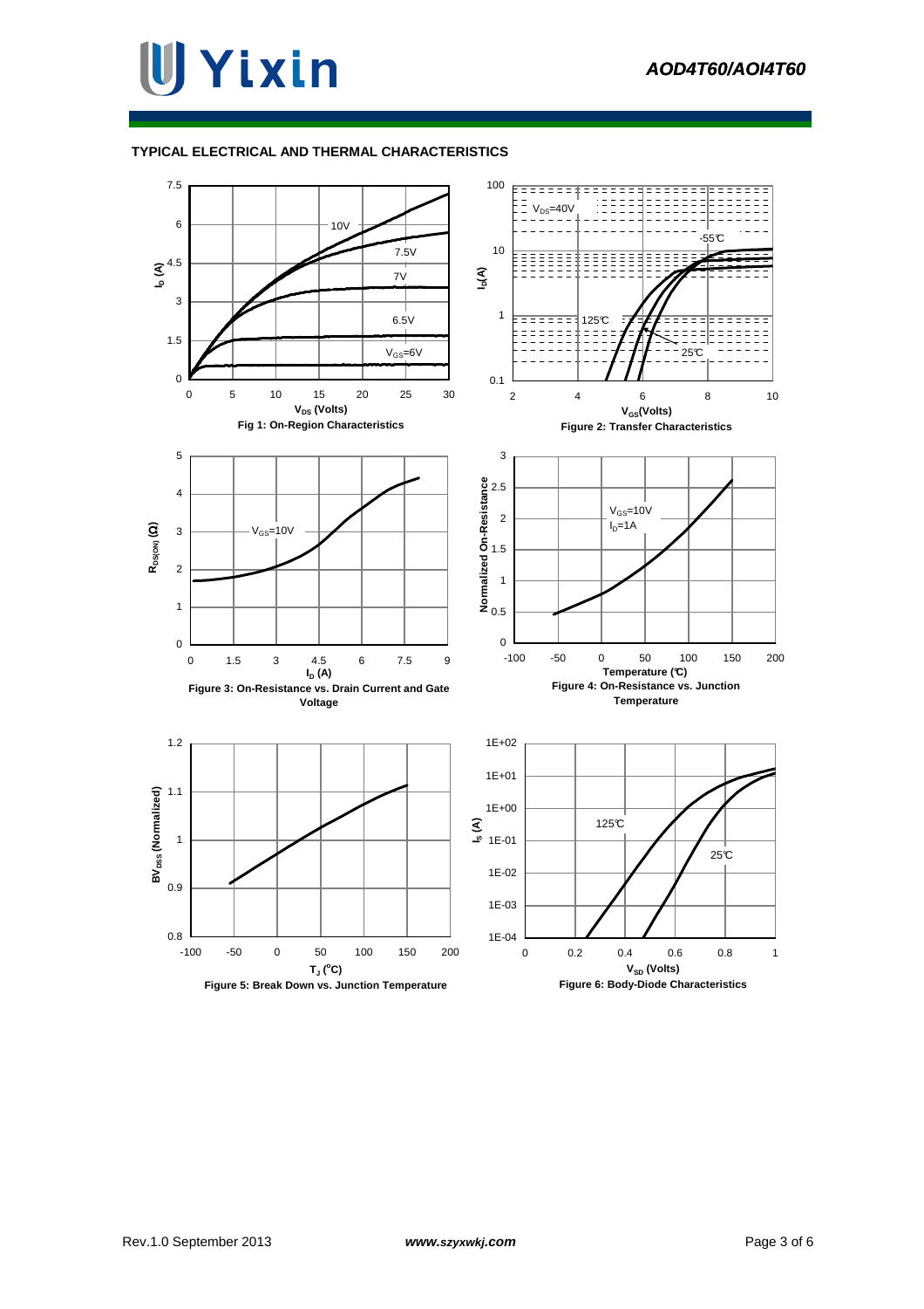## TYPICAL ELECTRICAL AND THERMAL CHARACTERISTICS

Fig 1: On-Region Characteristics

Figure 2: Transfer Characteristics

Figure 3: On-Resistance vs. Drain Current and Gate Voltage

Figure 4: On-Resistance vs. Junction Temperature

Figure 5: Break Down vs. Junction Temperature

Figure 6: Body-Diode Characteristics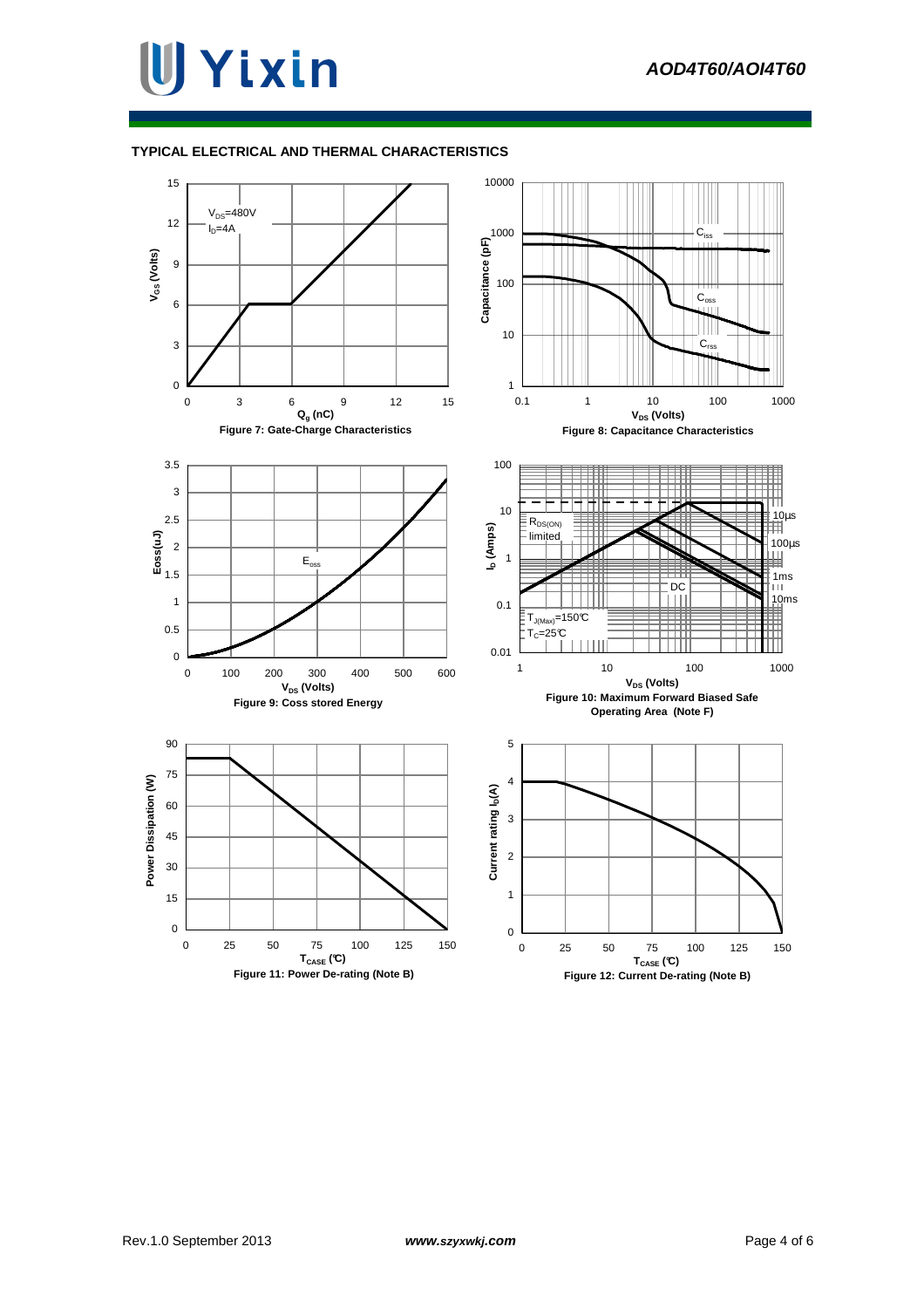### TYPICAL ELECTRICAL AND THERMAL CHARACTERISTICS

$V_{DS}$=480V
$I_D$=4A

$V_{GS}$ (Volts)

$Q_g$ (nC)

Figure 7: Gate-Charge Characteristics

$C_{iss}$

$C_{oss}$

$C_{rss}$

Capacitance (pF)

$V_{DS}$ (Volts)

Figure 8: Capacitance Characteristics

$E_{oss}$

Eoss(uJ)

$V_{DS}$ (Volts)

Figure 9: Coss stored Energy

$R_{DS(ON)}$ limited

10µs

100µs

1ms

10ms

DC

$T_{J(Max)}$=150℃

$T_C$=25℃

$I_D$ (Amps)

$V_{DS}$ (Volts)

Figure 10: Maximum Forward Biased Safe Operating Area (Note F)

Power Dissipation (W)

$T_{CASE}$ (℃)

Figure 11: Power De-rating (Note B)

Current rating $I_D$(A)

$T_{CASE}$ (℃)

Figure 12: Current De-rating (Note B)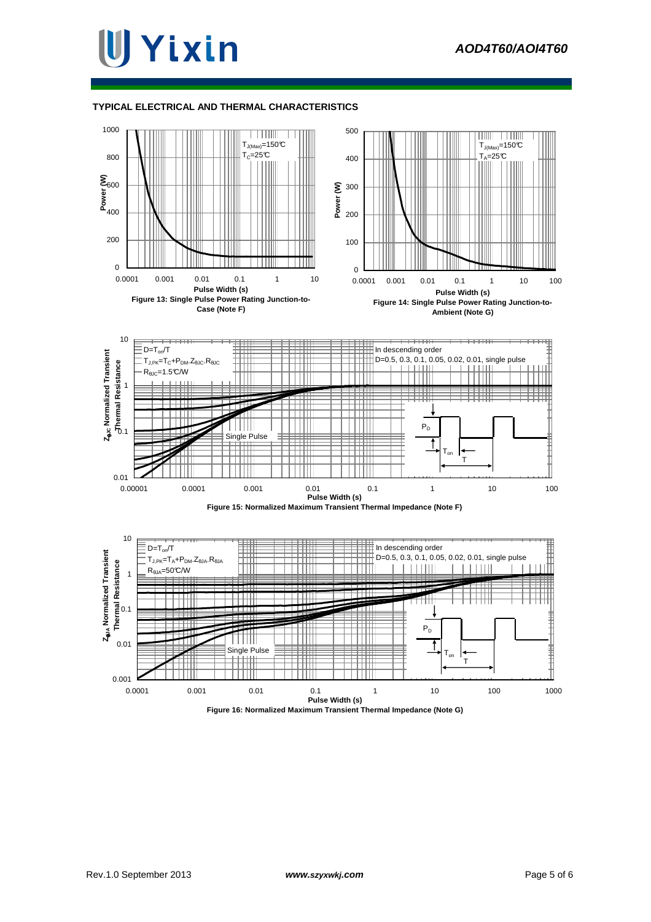## TYPICAL ELECTRICAL AND THERMAL CHARACTERISTICS

$T_{J(Max)}$=150℃
$T_C$=25℃

Power (W)

Pulse Width (s)

Figure 13: Single Pulse Power Rating Junction-to-Case (Note F)

$T_{J(Max)}$=150℃
$T_A$=25℃

Power (W)

Pulse Width (s)

Figure 14: Single Pulse Power Rating Junction-to-Ambient (Note G)

$D=T_{on}/T$
$T_{J,PK}=T_C+P_{DM}.Z_{\theta JC}.R_{\theta JC}$
$R_{\theta JC}$=1.5℃/W

In descending order
D=0.5, 0.3, 0.1, 0.05, 0.02, 0.01, single pulse

Single Pulse

$P_D$

$T_{on}$

T

$Z_{\theta JC}$ Normalized Transient Thermal Resistance

Pulse Width (s)

Figure 15: Normalized Maximum Transient Thermal Impedance (Note F)

$D=T_{on}/T$
$T_{J,PK}=T_A+P_{DM}.Z_{\theta JA}.R_{\theta JA}$
$R_{\theta JA}$=50℃/W

In descending order
D=0.5, 0.3, 0.1, 0.05, 0.02, 0.01, single pulse

Single Pulse

$P_D$

$T_{on}$

T

$Z_{\theta JA}$ Normalized Transient Thermal Resistance

Pulse Width (s)

Figure 16: Normalized Maximum Transient Thermal Impedance (Note G)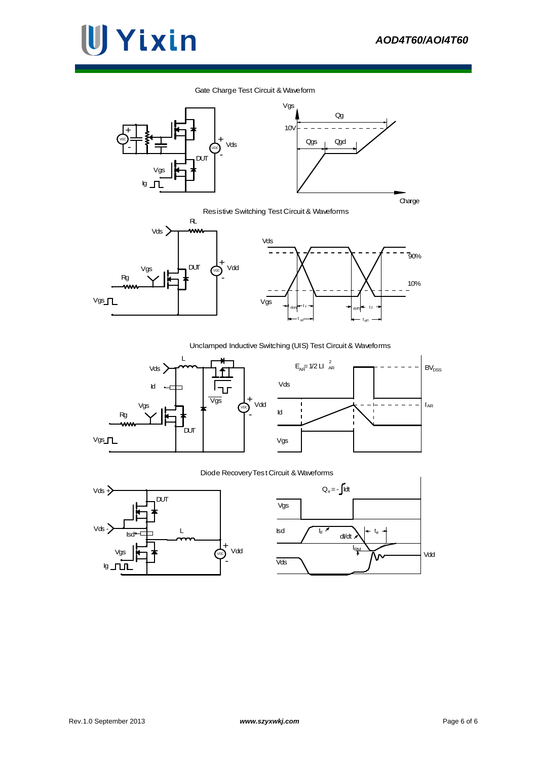Gate Charge Test Circuit & Waveform

VDC
+
-
Vds
+
-
VDC
DUT
Vgs
Ig

Vgs
Qg
10V
Qgs
Qgd
Charge

Resistive Switching Test Circuit & Waveforms

RL
Vds
Vgs
DUT
Rg
+
VDC
Vdd
-
Vgs

Vds
90%
10%
Vgs
$t_{d(on)}$
$t_r$
$t_{on}$
$t_{d(off)}$
$t_f$
$t_{off}$

Unclamped Inductive Switching (UIS) Test Circuit & Waveforms

L
Vds
Id
Vgs
Rg
DUT
Vgs
Vgs
+
VDC
Vdd
-

$E_{AR} = 1/2\ LI^2_{AR}$
$BV_{DSS}$
Vds
$I_{AR}$
Id
Vgs

Diode Recovery Test Circuit & Waveforms

Vds +
DUT
Vds -
Isd
L
+
VDC
Vdd
-
Vgs
Ig

$Q_{rr} = -\int Idt$
Vgs
Isd
$I_F$
dI/dt
$t_{rr}$
$I_{RM}$
Vdd
Vds